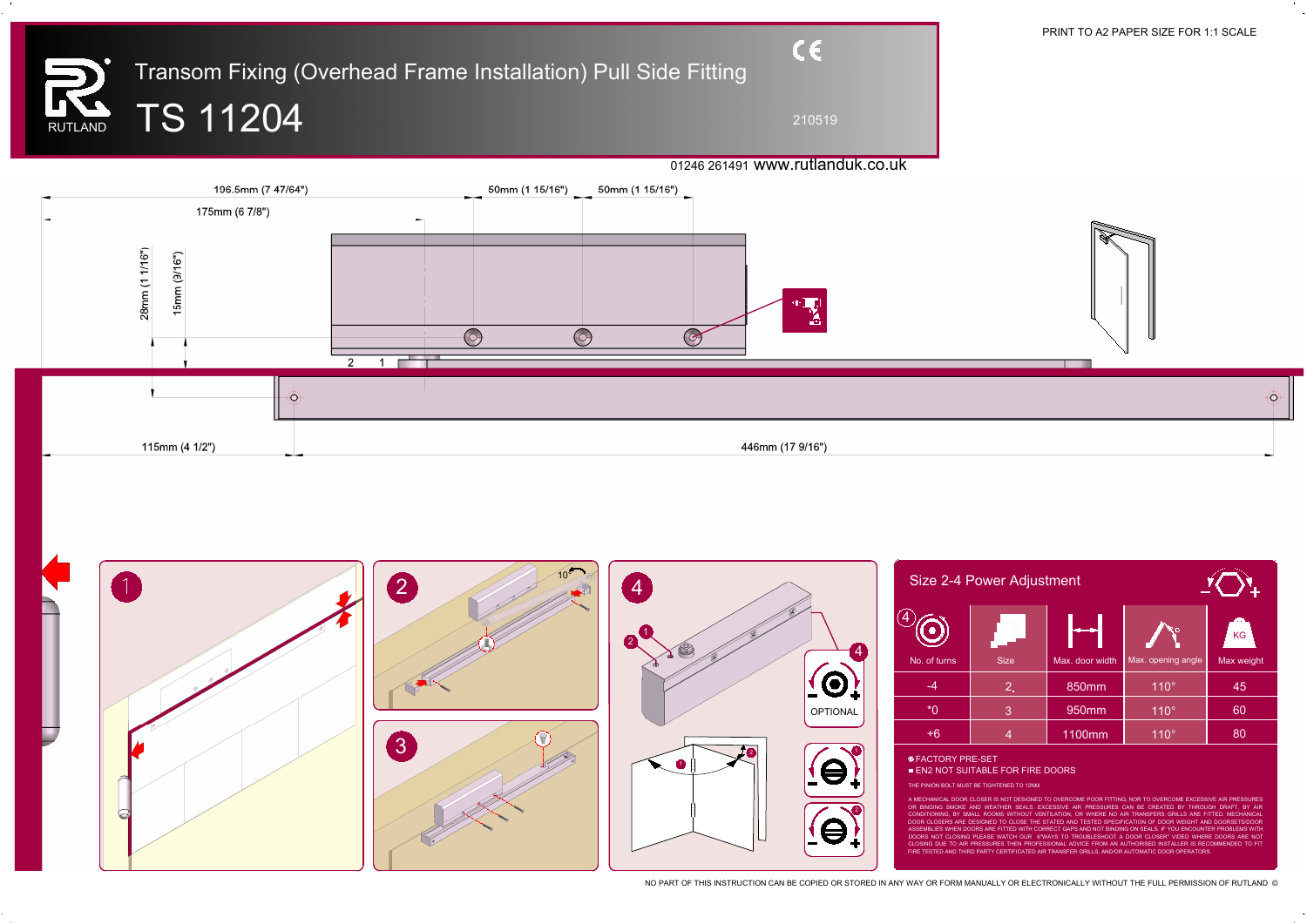PRINT TO A2 PAPER SIZE FOR 1:1 SCALE

RUTLAND

# Transom Fixing (Overhead Frame Installation) Pull Side Fitting

# TS 11204

CE

210519

01246 261491 www.rutlanduk.co.uk

196.5mm (7 47/64")

175mm (6 7/8")

50mm (1 15/16")

50mm (1 15/16")

28mm (1 1/16")

15mm (9/16")

2 1

115mm (4 1/2")

446mm (17 9/16")

1

2

10

3

4

OPTIONAL

## Size 2-4 Power Adjustment

| No. of turns | Size | Max. door width | Max. opening angle | Max weight |
|---|---|---|---|---|
| -4 | 2 | 850mm | 110° | 45 |
| *0 | 3 | 950mm | 110° | 60 |
| +6 | 4 | 1100mm | 110° | 80 |

* FACTORY PRE-SET
- EN2 NOT SUITABLE FOR FIRE DOORS

THE PINION BOLT MUST BE TIGHTENED TO 12NM.

A MECHANICAL DOOR CLOSER IS NOT DESIGNED TO OVERCOME POOR FITTING, NOR TO OVERCOME EXCESSIVE AIR PRESSURES OR BINDING SMOKE AND WEATHER SEALS. EXCESSIVE AIR PRESSURES CAN BE CREATED BY THROUGH DRAFT, BY AIR CONDITIONING, BY SMALL ROOMS WITHOUT VENTILATION, OR WHERE NO AIR TRANSFERS GRILLS ARE FITTED. MECHANICAL DOOR CLOSERS ARE DESIGNED TO CLOSE THE STATED AND TESTED SPECIFICATION OF DOOR WEIGHT AND DOORSETS/DOOR ASSEMBLIES WHEN DOORS ARE FITTED WITH CORRECT GAPS AND NOT BINDING ON SEALS. IF YOU ENCOUNTER PROBLEMS WITH DOORS NOT CLOSING PLEASE WATCH OUR '6WAYS TO TROUBLESHOOT A DOOR CLOSER' VIDEO WHERE DOORS ARE NOT CLOSING DUE TO AIR PRESSURES THEN PROFESSIONAL ADVICE FROM AN AUTHORISED INSTALLER IS RECOMMENDED TO FIT FIRE TESTED AND THIRD PARTY CERTIFICATED AIR TRANSFER GRILLS, AND/OR AUTOMATIC DOOR OPERATORS.

NO PART OF THIS INSTRUCTION CAN BE COPIED OR STORED IN ANY WAY OR FORM MANUALLY OR ELECTRONICALLY WITHOUT THE FULL PERMISSION OF RUTLAND ©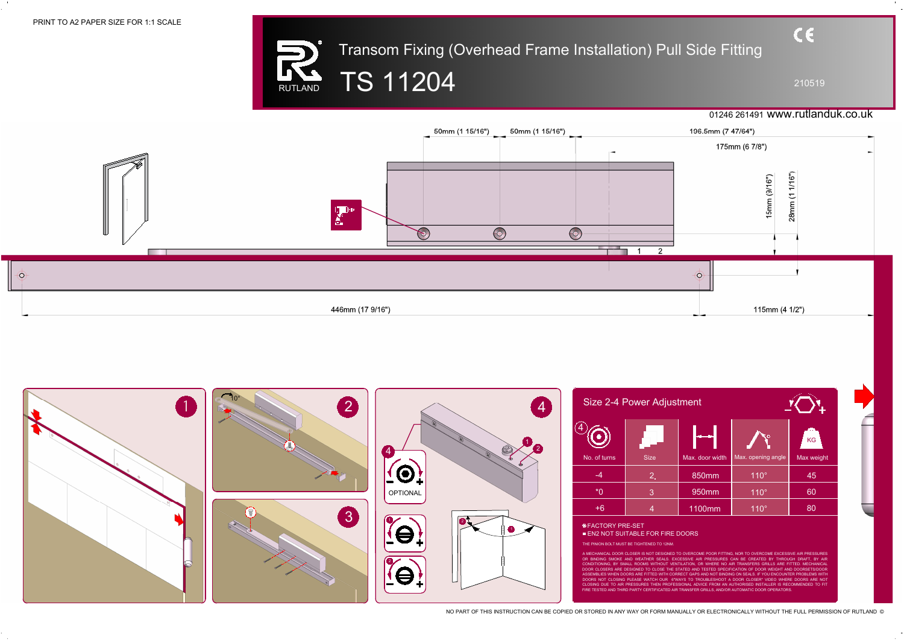PRINT TO A2 PAPER SIZE FOR 1:1 SCALE

# Transom Fixing (Overhead Frame Installation) Pull Side Fitting

# TS 11204

RUTLAND

210519

01246 261491 www.rutlanduk.co.uk

50mm (1 15/16")

50mm (1 15/16")

196.5mm (7 47/64")

175mm (6 7/8")

15mm (9/16")

28mm (1 1/16")

1

2

446mm (17 9/16")

115mm (4 1/2")

1

2

10°

3

4

OPTIONAL

## Size 2-4 Power Adjustment

| No. of turns | Size | Max. door width | Max. opening angle | Max weight |
|---|---|---|---|---|
| -4 | 2 | 850mm | 110° | 45 |
| *0 | 3 | 950mm | 110° | 60 |
| +6 | 4 | 1100mm | 110° | 80 |

* FACTORY PRE-SET

■ EN2 NOT SUITABLE FOR FIRE DOORS

THE PINION BOLT MUST BE TIGHTENED TO 12NM.

A MECHANICAL DOOR CLOSER IS NOT DESIGNED TO OVERCOME POOR FITTING, NOR TO OVERCOME EXCESSIVE AIR PRESSURES OR BINDING SMOKE AND WEATHER SEALS. EXCESSIVE AIR PRESSURES CAN BE CREATED BY THROUGH DRAFT, BY AIR CONDITIONING, BY SMALL ROOMS WITHOUT VENTILATION, OR WHERE NO AIR TRANSFERS GRILLS ARE FITTED. MECHANICAL DOOR CLOSERS ARE DESIGNED TO CLOSE THE STATED AND TESTED SPECIFICATION OF DOOR WEIGHT AND DOORSETS/DOOR ASSEMBLIES WHEN DOORS ARE FITTED WITH CORRECT GAPS AND NOT BINDING ON SEALS. IF YOU ENCOUNTER PROBLEMS WITH DOORS NOT CLOSING PLEASE WATCH OUR "6"WAYS TO TROUBLESHOOT A DOOR CLOSER" VIDEO WHERE DOORS ARE NOT CLOSING DUE TO AIR PRESSURES THEN PROFESSIONAL ADVICE FROM AN AUTHORISED INSTALLER IS RECOMMENDED TO FIT FIRE TESTED AND THIRD PARTY CERTIFICATED AIR TRANSFER GRILLS, AND/OR AUTOMATIC DOOR OPERATORS.

NO PART OF THIS INSTRUCTION CAN BE COPIED OR STORED IN ANY WAY OR FORM MANUALLY OR ELECTRONICALLY WITHOUT THE FULL PERMISSION OF RUTLAND ©